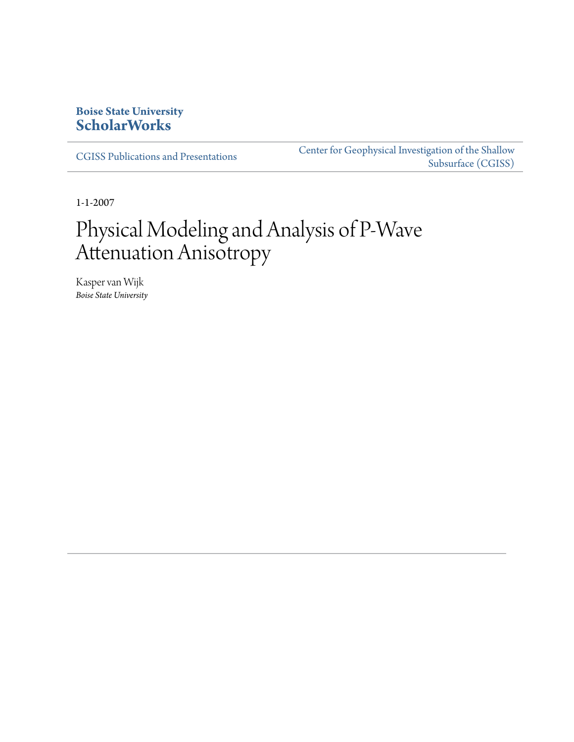**Boise State University**
**ScholarWorks**

CGISS Publications and Presentations

Center for Geophysical Investigation of the Shallow Subsurface (CGISS)

1-1-2007

# Physical Modeling and Analysis of P-Wave Attenuation Anisotropy

Kasper van Wijk
*Boise State University*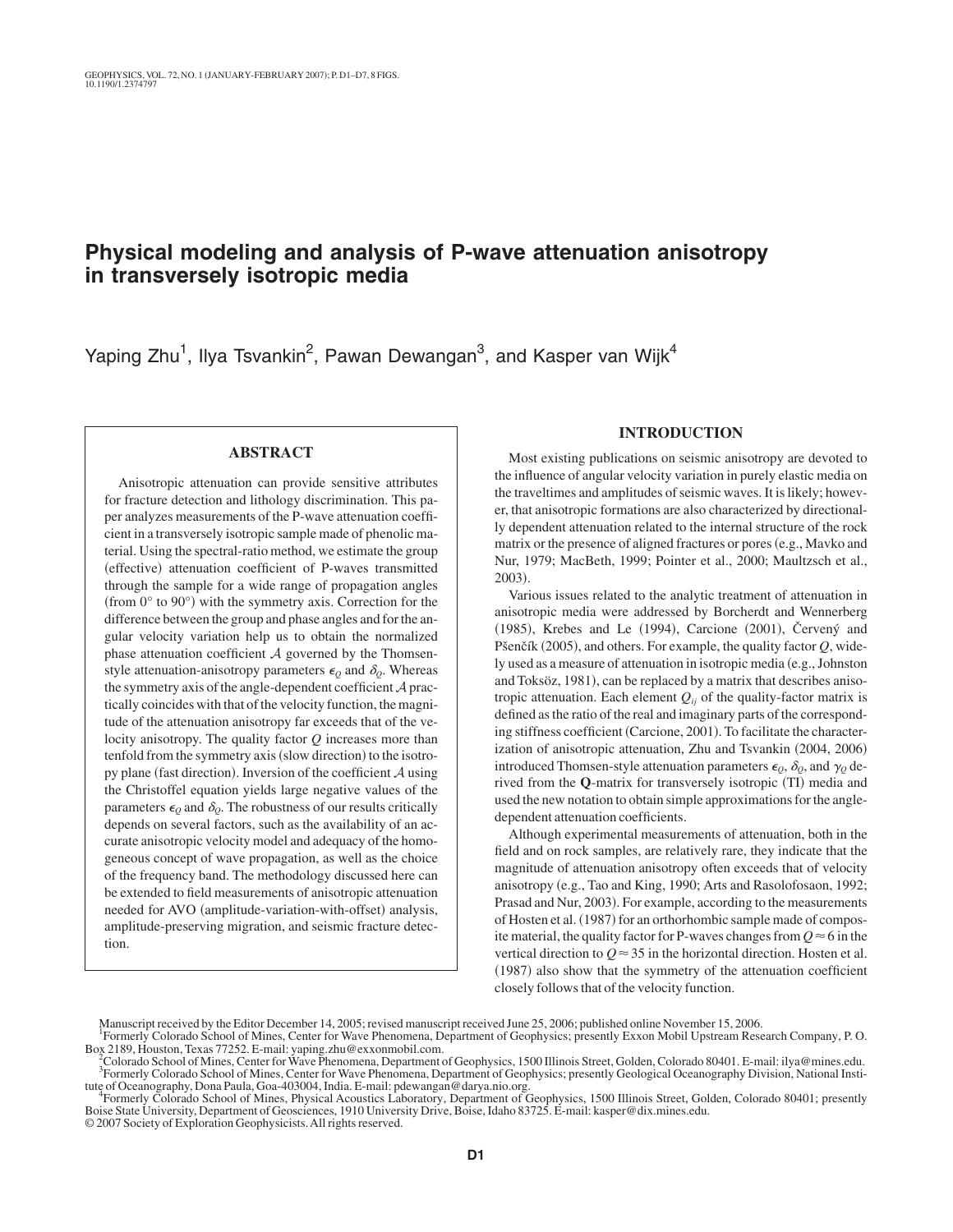# Physical modeling and analysis of P-wave attenuation anisotropy in transversely isotropic media

Yaping Zhu[1], Ilya Tsvankin[2], Pawan Dewangan[3], and Kasper van Wijk[4]

## ABSTRACT

Anisotropic attenuation can provide sensitive attributes for fracture detection and lithology discrimination. This paper analyzes measurements of the P-wave attenuation coefficient in a transversely isotropic sample made of phenolic material. Using the spectral-ratio method, we estimate the group (effective) attenuation coefficient of P-waves transmitted through the sample for a wide range of propagation angles (from 0° to 90°) with the symmetry axis. Correction for the difference between the group and phase angles and for the angular velocity variation help us to obtain the normalized phase attenuation coefficient $\mathcal{A}$ governed by the Thomsen-style attenuation-anisotropy parameters $\epsilon_Q$ and $\delta_Q$. Whereas the symmetry axis of the angle-dependent coefficient $\mathcal{A}$ practically coincides with that of the velocity function, the magnitude of the attenuation anisotropy far exceeds that of the velocity anisotropy. The quality factor $Q$ increases more than tenfold from the symmetry axis (slow direction) to the isotropy plane (fast direction). Inversion of the coefficient $\mathcal{A}$ using the Christoffel equation yields large negative values of the parameters $\epsilon_Q$ and $\delta_Q$. The robustness of our results critically depends on several factors, such as the availability of an accurate anisotropic velocity model and adequacy of the homogeneous concept of wave propagation, as well as the choice of the frequency band. The methodology discussed here can be extended to field measurements of anisotropic attenuation needed for AVO (amplitude-variation-with-offset) analysis, amplitude-preserving migration, and seismic fracture detection.

## INTRODUCTION

Most existing publications on seismic anisotropy are devoted to the influence of angular velocity variation in purely elastic media on the traveltimes and amplitudes of seismic waves. It is likely; however, that anisotropic formations are also characterized by directionally dependent attenuation related to the internal structure of the rock matrix or the presence of aligned fractures or pores (e.g., Mavko and Nur, 1979; MacBeth, 1999; Pointer et al., 2000; Maultzsch et al., 2003).

Various issues related to the analytic treatment of attenuation in anisotropic media were addressed by Borcherdt and Wennerberg (1985), Krebes and Le (1994), Carcione (2001), Červený and Pšenčík (2005), and others. For example, the quality factor $Q$, widely used as a measure of attenuation in isotropic media (e.g., Johnston and Toksöz, 1981), can be replaced by a matrix that describes anisotropic attenuation. Each element $Q_{ij}$ of the quality-factor matrix is defined as the ratio of the real and imaginary parts of the corresponding stiffness coefficient (Carcione, 2001). To facilitate the characterization of anisotropic attenuation, Zhu and Tsvankin (2004, 2006) introduced Thomsen-style attenuation parameters $\epsilon_Q$, $\delta_Q$, and $\gamma_Q$ derived from the **Q**-matrix for transversely isotropic (TI) media and used the new notation to obtain simple approximations for the angle-dependent attenuation coefficients.

Although experimental measurements of attenuation, both in the field and on rock samples, are relatively rare, they indicate that the magnitude of attenuation anisotropy often exceeds that of velocity anisotropy (e.g., Tao and King, 1990; Arts and Rasolofosaon, 1992; Prasad and Nur, 2003). For example, according to the measurements of Hosten et al. (1987) for an orthorhombic sample made of composite material, the quality factor for P-waves changes from $Q \approx 6$ in the vertical direction to $Q \approx 35$ in the horizontal direction. Hosten et al. (1987) also show that the symmetry of the attenuation coefficient closely follows that of the velocity function.

Manuscript received by the Editor December 14, 2005; revised manuscript received June 25, 2006; published online November 15, 2006.
[1]Formerly Colorado School of Mines, Center for Wave Phenomena, Department of Geophysics; presently Exxon Mobil Upstream Research Company, P. O. Box 2189, Houston, Texas 77252. E-mail: yaping.zhu@exxonmobil.com.
[2]Colorado School of Mines, Center for Wave Phenomena, Department of Geophysics, 1500 Illinois Street, Golden, Colorado 80401. E-mail: ilya@mines.edu.
[3]Formerly Colorado School of Mines, Center for Wave Phenomena, Department of Geophysics; presently Geological Oceanography Division, National Institute of Oceanography, Dona Paula, Goa-403004, India. E-mail: pdewangan@darya.nio.org.
[4]Formerly Colorado School of Mines, Physical Acoustics Laboratory, Department of Geophysics, 1500 Illinois Street, Golden, Colorado 80401; presently Boise State University, Department of Geosciences, 1910 University Drive, Boise, Idaho 83725. E-mail: kasper@dix.mines.edu.
© 2007 Society of Exploration Geophysicists. All rights reserved.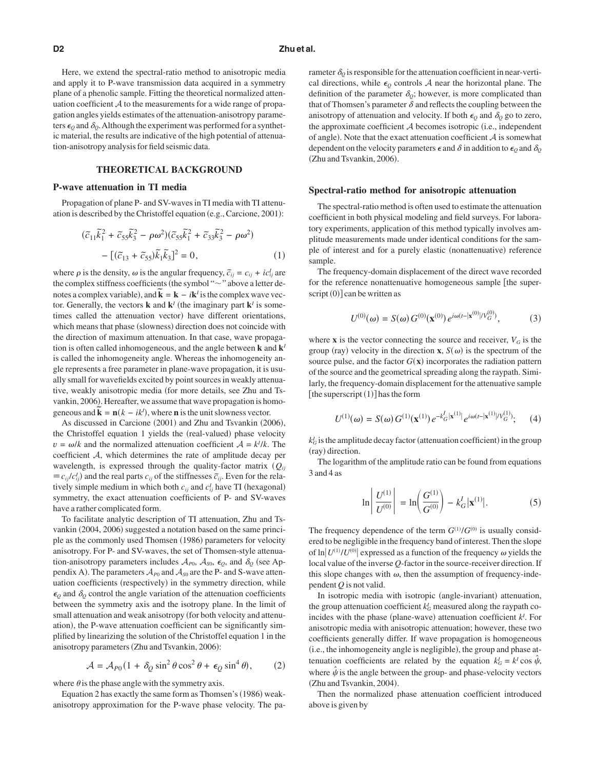Here, we extend the spectral-ratio method to anisotropic media and apply it to P-wave transmission data acquired in a symmetry plane of a phenolic sample. Fitting the theoretical normalized attenuation coefficient $\mathcal{A}$ to the measurements for a wide range of propagation angles yields estimates of the attenuation-anisotropy parameters $\epsilon_Q$ and $\delta_Q$. Although the experiment was performed for a synthetic material, the results are indicative of the high potential of attenuation-anisotropy analysis for field seismic data.

## THEORETICAL BACKGROUND

### P-wave attenuation in TI media

Propagation of plane P- and SV-waves in TI media with TI attenuation is described by the Christoffel equation (e.g., Carcione, 2001):

$$(\tilde{c}_{11}\tilde{k}_1^2 + \tilde{c}_{55}\tilde{k}_3^2 - \rho\omega^2)(\tilde{c}_{55}\tilde{k}_1^2 + \tilde{c}_{33}\tilde{k}_3^2 - \rho\omega^2) - [(\tilde{c}_{13} + \tilde{c}_{55})\tilde{k}_1\tilde{k}_3]^2 = 0, \tag{1}$$

where $\rho$ is the density, $\omega$ is the angular frequency, $\tilde{c}_{ij} = c_{ij} + ic^I_{ij}$ are the complex stiffness coefficients (the symbol "$\sim$" above a letter denotes a complex variable), and $\tilde{\mathbf{k}} = \mathbf{k} - i\mathbf{k}^I$ is the complex wave vector. Generally, the vectors $\mathbf{k}$ and $\mathbf{k}^I$ (the imaginary part $\mathbf{k}^I$ is sometimes called the attenuation vector) have different orientations, which means that phase (slowness) direction does not coincide with the direction of maximum attenuation. In that case, wave propagation is often called inhomogeneous, and the angle between $\mathbf{k}$ and $\mathbf{k}^I$ is called the inhomogeneity angle. Whereas the inhomogeneity angle represents a free parameter in plane-wave propagation, it is usually small for wavefields excited by point sources in weakly attenuative, weakly anisotropic media (for more details, see Zhu and Tsvankin, 2006). Hereafter, we assume that wave propagation is homogeneous and $\tilde{\mathbf{k}} = \mathbf{n}(k - ik^I)$, where $\mathbf{n}$ is the unit slowness vector.

As discussed in Carcione (2001) and Zhu and Tsvankin (2006), the Christoffel equation 1 yields the (real-valued) phase velocity $v = \omega/k$ and the normalized attenuation coefficient $\mathcal{A} = k^I/k$. The coefficient $\mathcal{A}$, which determines the rate of amplitude decay per wavelength, is expressed through the quality-factor matrix ($Q_{ij} \equiv c_{ij}/c^I_{ij}$) and the real parts $c_{ij}$ of the stiffnesses $\tilde{c}_{ij}$. Even for the relatively simple medium in which both $c_{ij}$ and $c^I_{ij}$ have TI (hexagonal) symmetry, the exact attenuation coefficients of P- and SV-waves have a rather complicated form.

To facilitate analytic description of TI attenuation, Zhu and Tsvankin (2004, 2006) suggested a notation based on the same principle as the commonly used Thomsen (1986) parameters for velocity anisotropy. For P- and SV-waves, the set of Thomsen-style attenuation-anisotropy parameters includes $\mathcal{A}_{P0}$, $\mathcal{A}_{S0}$, $\epsilon_Q$, and $\delta_Q$ (see Appendix A). The parameters $\mathcal{A}_{P0}$ and $\mathcal{A}_{S0}$ are the P- and S-wave attenuation coefficients (respectively) in the symmetry direction, while $\epsilon_Q$ and $\delta_Q$ control the angle variation of the attenuation coefficients between the symmetry axis and the isotropy plane. In the limit of small attenuation and weak anisotropy (for both velocity and attenuation), the P-wave attenuation coefficient can be significantly simplified by linearizing the solution of the Christoffel equation 1 in the anisotropy parameters (Zhu and Tsvankin, 2006):

$$\mathcal{A} = \mathcal{A}_{P0}(1 + \delta_Q \sin^2\theta \cos^2\theta + \epsilon_Q \sin^4\theta), \tag{2}$$

where $\theta$ is the phase angle with the symmetry axis.

Equation 2 has exactly the same form as Thomsen's (1986) weak-anisotropy approximation for the P-wave phase velocity. The parameter $\delta_Q$ is responsible for the attenuation coefficient in near-vertical directions, while $\epsilon_Q$ controls $\mathcal{A}$ near the horizontal plane. The definition of the parameter $\delta_Q$; however, is more complicated than that of Thomsen's parameter $\delta$ and reflects the coupling between the anisotropy of attenuation and velocity. If both $\epsilon_Q$ and $\delta_Q$ go to zero, the approximate coefficient $\mathcal{A}$ becomes isotropic (i.e., independent of angle). Note that the exact attenuation coefficient $\mathcal{A}$ is somewhat dependent on the velocity parameters $\epsilon$ and $\delta$ in addition to $\epsilon_Q$ and $\delta_Q$ (Zhu and Tsvankin, 2006).

### Spectral-ratio method for anisotropic attenuation

The spectral-ratio method is often used to estimate the attenuation coefficient in both physical modeling and field surveys. For laboratory experiments, application of this method typically involves amplitude measurements made under identical conditions for the sample of interest and for a purely elastic (nonattenuative) reference sample.

The frequency-domain displacement of the direct wave recorded for the reference nonattenuative homogeneous sample [the superscript (0)] can be written as

$$U^{(0)}(\omega) = S(\omega)\, G^{(0)}(\mathbf{x}^{(0)})\, e^{i\omega(t - |\mathbf{x}^{(0)}|/V_G^{(0)})}, \tag{3}$$

where $\mathbf{x}$ is the vector connecting the source and receiver, $V_G$ is the group (ray) velocity in the direction $\mathbf{x}$, $S(\omega)$ is the spectrum of the source pulse, and the factor $G(\mathbf{x})$ incorporates the radiation pattern of the source and the geometrical spreading along the raypath. Similarly, the frequency-domain displacement for the attenuative sample [the superscript (1)] has the form

$$U^{(1)}(\omega) = S(\omega)\, G^{(1)}(\mathbf{x}^{(1)})\, e^{-k_G^I|\mathbf{x}^{(1)}|}\, e^{i\omega(t - |\mathbf{x}^{(1)}|/V_G^{(1)})}; \tag{4}$$

$k_G^I$ is the amplitude decay factor (attenuation coefficient) in the group (ray) direction.

The logarithm of the amplitude ratio can be found from equations 3 and 4 as

$$\ln\left|\frac{U^{(1)}}{U^{(0)}}\right| = \ln\left(\frac{G^{(1)}}{G^{(0)}}\right) - k_G^I|\mathbf{x}^{(1)}|. \tag{5}$$

The frequency dependence of the term $G^{(1)}/G^{(0)}$ is usually considered to be negligible in the frequency band of interest. Then the slope of $\ln|U^{(1)}/U^{(0)}|$ expressed as a function of the frequency $\omega$ yields the local value of the inverse $Q$-factor in the source-receiver direction. If this slope changes with $\omega$, then the assumption of frequency-independent $Q$ is not valid.

In isotropic media with isotropic (angle-invariant) attenuation, the group attenuation coefficient $k_G^I$ measured along the raypath coincides with the phase (plane-wave) attenuation coefficient $k^I$. For anisotropic media with anisotropic attenuation; however, these two coefficients generally differ. If wave propagation is homogeneous (i.e., the inhomogeneity angle is negligible), the group and phase attenuation coefficients are related by the equation $k_G^I = k^I \cos\hat{\psi}$, where $\hat{\psi}$ is the angle between the group- and phase-velocity vectors (Zhu and Tsvankin, 2004).

Then the normalized phase attenuation coefficient introduced above is given by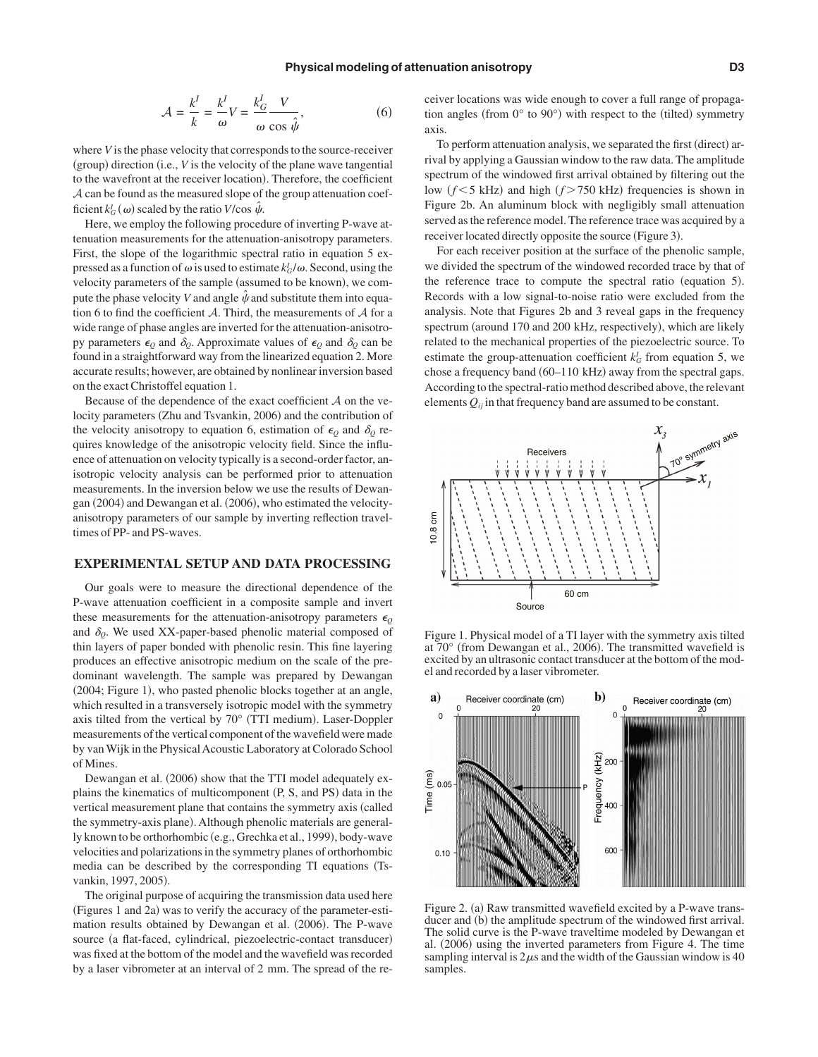$$\mathcal{A} = \frac{k^I}{k} = \frac{k^I}{\omega}V = \frac{k_G^I}{\omega}\frac{V}{\cos\hat{\psi}}, \tag{6}$$

where $V$ is the phase velocity that corresponds to the source-receiver (group) direction (i.e., $V$ is the velocity of the plane wave tangential to the wavefront at the receiver location). Therefore, the coefficient $\mathcal{A}$ can be found as the measured slope of the group attenuation coefficient $k_G^I(\omega)$ scaled by the ratio $V/\cos\hat{\psi}$.

Here, we employ the following procedure of inverting P-wave attenuation measurements for the attenuation-anisotropy parameters. First, the slope of the logarithmic spectral ratio in equation 5 expressed as a function of $\omega$ is used to estimate $k_G^I/\omega$. Second, using the velocity parameters of the sample (assumed to be known), we compute the phase velocity $V$ and angle $\hat{\psi}$ and substitute them into equation 6 to find the coefficient $\mathcal{A}$. Third, the measurements of $\mathcal{A}$ for a wide range of phase angles are inverted for the attenuation-anisotropy parameters $\epsilon_Q$ and $\delta_Q$. Approximate values of $\epsilon_Q$ and $\delta_Q$ can be found in a straightforward way from the linearized equation 2. More accurate results; however, are obtained by nonlinear inversion based on the exact Christoffel equation 1.

Because of the dependence of the exact coefficient $\mathcal{A}$ on the velocity parameters (Zhu and Tsvankin, 2006) and the contribution of the velocity anisotropy to equation 6, estimation of $\epsilon_Q$ and $\delta_Q$ requires knowledge of the anisotropic velocity field. Since the influence of attenuation on velocity typically is a second-order factor, anisotropic velocity analysis can be performed prior to attenuation measurements. In the inversion below we use the results of Dewangan (2004) and Dewangan et al. (2006), who estimated the velocity-anisotropy parameters of our sample by inverting reflection traveltimes of PP- and PS-waves.

## EXPERIMENTAL SETUP AND DATA PROCESSING

Our goals were to measure the directional dependence of the P-wave attenuation coefficient in a composite sample and invert these measurements for the attenuation-anisotropy parameters $\epsilon_Q$ and $\delta_Q$. We used XX-paper-based phenolic material composed of thin layers of paper bonded with phenolic resin. This fine layering produces an effective anisotropic medium on the scale of the predominant wavelength. The sample was prepared by Dewangan (2004; Figure 1), who pasted phenolic blocks together at an angle, which resulted in a transversely isotropic model with the symmetry axis tilted from the vertical by 70° (TTI medium). Laser-Doppler measurements of the vertical component of the wavefield were made by van Wijk in the Physical Acoustic Laboratory at Colorado School of Mines.

Dewangan et al. (2006) show that the TTI model adequately explains the kinematics of multicomponent (P, S, and PS) data in the vertical measurement plane that contains the symmetry axis (called the symmetry-axis plane). Although phenolic materials are generally known to be orthorhombic (e.g., Grechka et al., 1999), body-wave velocities and polarizations in the symmetry planes of orthorhombic media can be described by the corresponding TI equations (Tsvankin, 1997, 2005).

The original purpose of acquiring the transmission data used here (Figures 1 and 2a) was to verify the accuracy of the parameter-estimation results obtained by Dewangan et al. (2006). The P-wave source (a flat-faced, cylindrical, piezoelectric-contact transducer) was fixed at the bottom of the model and the wavefield was recorded by a laser vibrometer at an interval of 2 mm. The spread of the receiver locations was wide enough to cover a full range of propagation angles (from 0° to 90°) with respect to the (tilted) symmetry axis.

To perform attenuation analysis, we separated the first (direct) arrival by applying a Gaussian window to the raw data. The amplitude spectrum of the windowed first arrival obtained by filtering out the low ($f < 5$ kHz) and high ($f > 750$ kHz) frequencies is shown in Figure 2b. An aluminum block with negligibly small attenuation served as the reference model. The reference trace was acquired by a receiver located directly opposite the source (Figure 3).

For each receiver position at the surface of the phenolic sample, we divided the spectrum of the windowed recorded trace by that of the reference trace to compute the spectral ratio (equation 5). Records with a low signal-to-noise ratio were excluded from the analysis. Note that Figures 2b and 3 reveal gaps in the frequency spectrum (around 170 and 200 kHz, respectively), which are likely related to the mechanical properties of the piezoelectric source. To estimate the group-attenuation coefficient $k_G^I$ from equation 5, we chose a frequency band (60–110 kHz) away from the spectral gaps. According to the spectral-ratio method described above, the relevant elements $Q_{ij}$ in that frequency band are assumed to be constant.

Figure 1. Physical model of a TI layer with the symmetry axis tilted at 70° (from Dewangan et al., 2006). The transmitted wavefield is excited by an ultrasonic contact transducer at the bottom of the model and recorded by a laser vibrometer.

Figure 2. (a) Raw transmitted wavefield excited by a P-wave transducer and (b) the amplitude spectrum of the windowed first arrival. The solid curve is the P-wave traveltime modeled by Dewangan et al. (2006) using the inverted parameters from Figure 4. The time sampling interval is $2\mu$s and the width of the Gaussian window is 40 samples.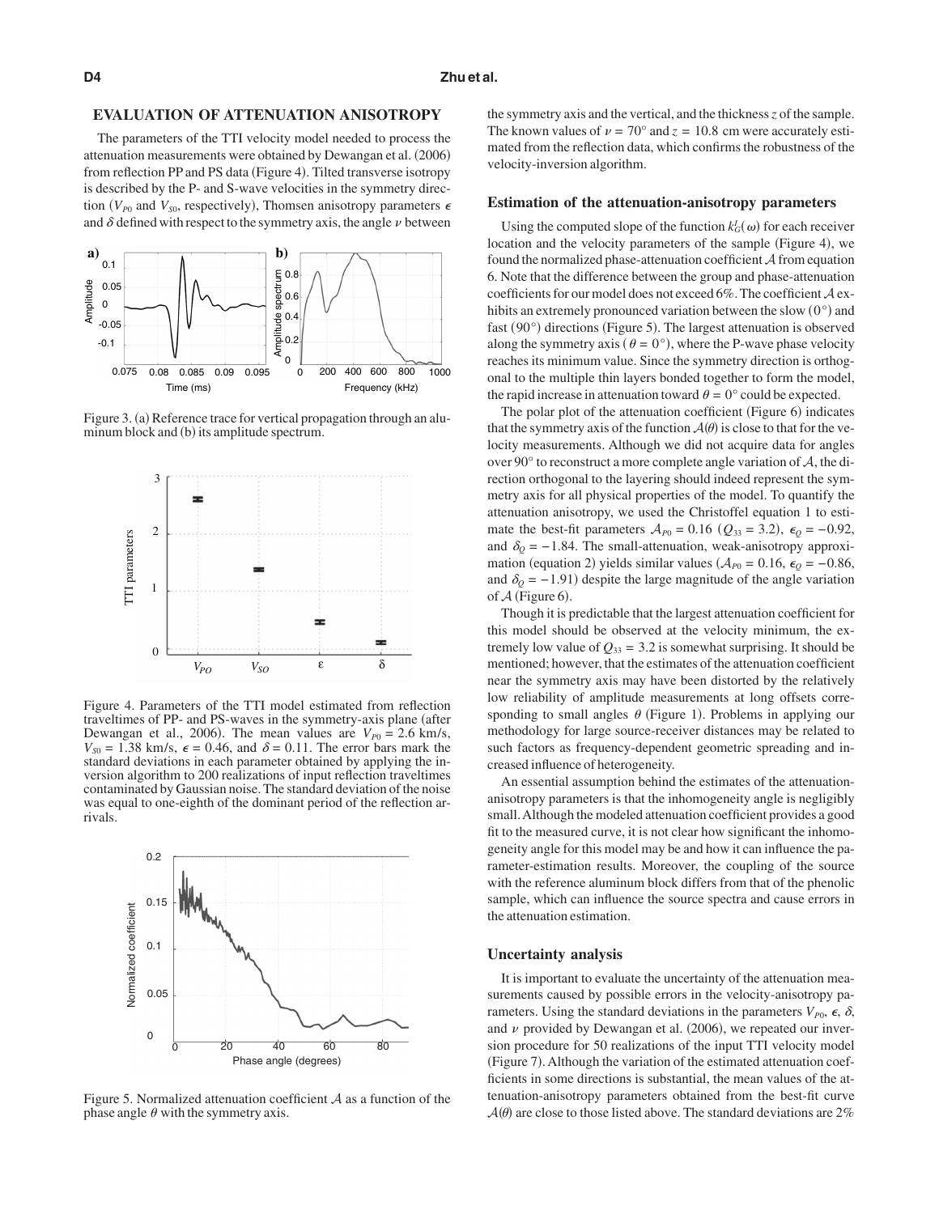## EVALUATION OF ATTENUATION ANISOTROPY

The parameters of the TTI velocity model needed to process the attenuation measurements were obtained by Dewangan et al. (2006) from reflection PP and PS data (Figure 4). Tilted transverse isotropy is described by the P- and S-wave velocities in the symmetry direction ($V_{P0}$ and $V_{S0}$, respectively), Thomsen anisotropy parameters $\epsilon$ and $\delta$ defined with respect to the symmetry axis, the angle $\nu$ between the symmetry axis and the vertical, and the thickness $z$ of the sample. The known values of $\nu = 70°$ and $z = 10.8$ cm were accurately estimated from the reflection data, which confirms the robustness of the velocity-inversion algorithm.

Figure 3. (a) Reference trace for vertical propagation through an aluminum block and (b) its amplitude spectrum.

Figure 4. Parameters of the TTI model estimated from reflection traveltimes of PP- and PS-waves in the symmetry-axis plane (after Dewangan et al., 2006). The mean values are $V_{P0} = 2.6$ km/s, $V_{S0} = 1.38$ km/s, $\epsilon = 0.46$, and $\delta = 0.11$. The error bars mark the standard deviations in each parameter obtained by applying the inversion algorithm to 200 realizations of input reflection traveltimes contaminated by Gaussian noise. The standard deviation of the noise was equal to one-eighth of the dominant period of the reflection arrivals.

Figure 5. Normalized attenuation coefficient $\mathcal{A}$ as a function of the phase angle $\theta$ with the symmetry axis.

### Estimation of the attenuation-anisotropy parameters

Using the computed slope of the function $k_G^I(\omega)$ for each receiver location and the velocity parameters of the sample (Figure 4), we found the normalized phase-attenuation coefficient $\mathcal{A}$ from equation 6. Note that the difference between the group and phase-attenuation coefficients for our model does not exceed 6%. The coefficient $\mathcal{A}$ exhibits an extremely pronounced variation between the slow ($0°$) and fast ($90°$) directions (Figure 5). The largest attenuation is observed along the symmetry axis ($\theta = 0°$), where the P-wave phase velocity reaches its minimum value. Since the symmetry direction is orthogonal to the multiple thin layers bonded together to form the model, the rapid increase in attenuation toward $\theta = 0°$ could be expected.

The polar plot of the attenuation coefficient (Figure 6) indicates that the symmetry axis of the function $\mathcal{A}(\theta)$ is close to that for the velocity measurements. Although we did not acquire data for angles over 90° to reconstruct a more complete angle variation of $\mathcal{A}$, the direction orthogonal to the layering should indeed represent the symmetry axis for all physical properties of the model. To quantify the attenuation anisotropy, we used the Christoffel equation 1 to estimate the best-fit parameters $\mathcal{A}_{P0} = 0.16$ ($Q_{33} = 3.2$), $\epsilon_Q = -0.92$, and $\delta_Q = -1.84$. The small-attenuation, weak-anisotropy approximation (equation 2) yields similar values ($\mathcal{A}_{P0} = 0.16$, $\epsilon_Q = -0.86$, and $\delta_Q = -1.91$) despite the large magnitude of the angle variation of $\mathcal{A}$ (Figure 6).

Though it is predictable that the largest attenuation coefficient for this model should be observed at the velocity minimum, the extremely low value of $Q_{33} = 3.2$ is somewhat surprising. It should be mentioned; however, that the estimates of the attenuation coefficient near the symmetry axis may have been distorted by the relatively low reliability of amplitude measurements at long offsets corresponding to small angles $\theta$ (Figure 1). Problems in applying our methodology for large source-receiver distances may be related to such factors as frequency-dependent geometric spreading and increased influence of heterogeneity.

An essential assumption behind the estimates of the attenuation-anisotropy parameters is that the inhomogeneity angle is negligibly small. Although the modeled attenuation coefficient provides a good fit to the measured curve, it is not clear how significant the inhomogeneity angle for this model may be and how it can influence the parameter-estimation results. Moreover, the coupling of the source with the reference aluminum block differs from that of the phenolic sample, which can influence the source spectra and cause errors in the attenuation estimation.

### Uncertainty analysis

It is important to evaluate the uncertainty of the attenuation measurements caused by possible errors in the velocity-anisotropy parameters. Using the standard deviations in the parameters $V_{P0}$, $\epsilon$, $\delta$, and $\nu$ provided by Dewangan et al. (2006), we repeated our inversion procedure for 50 realizations of the input TTI velocity model (Figure 7). Although the variation of the estimated attenuation coefficients in some directions is substantial, the mean values of the attenuation-anisotropy parameters obtained from the best-fit curve $\mathcal{A}(\theta)$ are close to those listed above. The standard deviations are 2%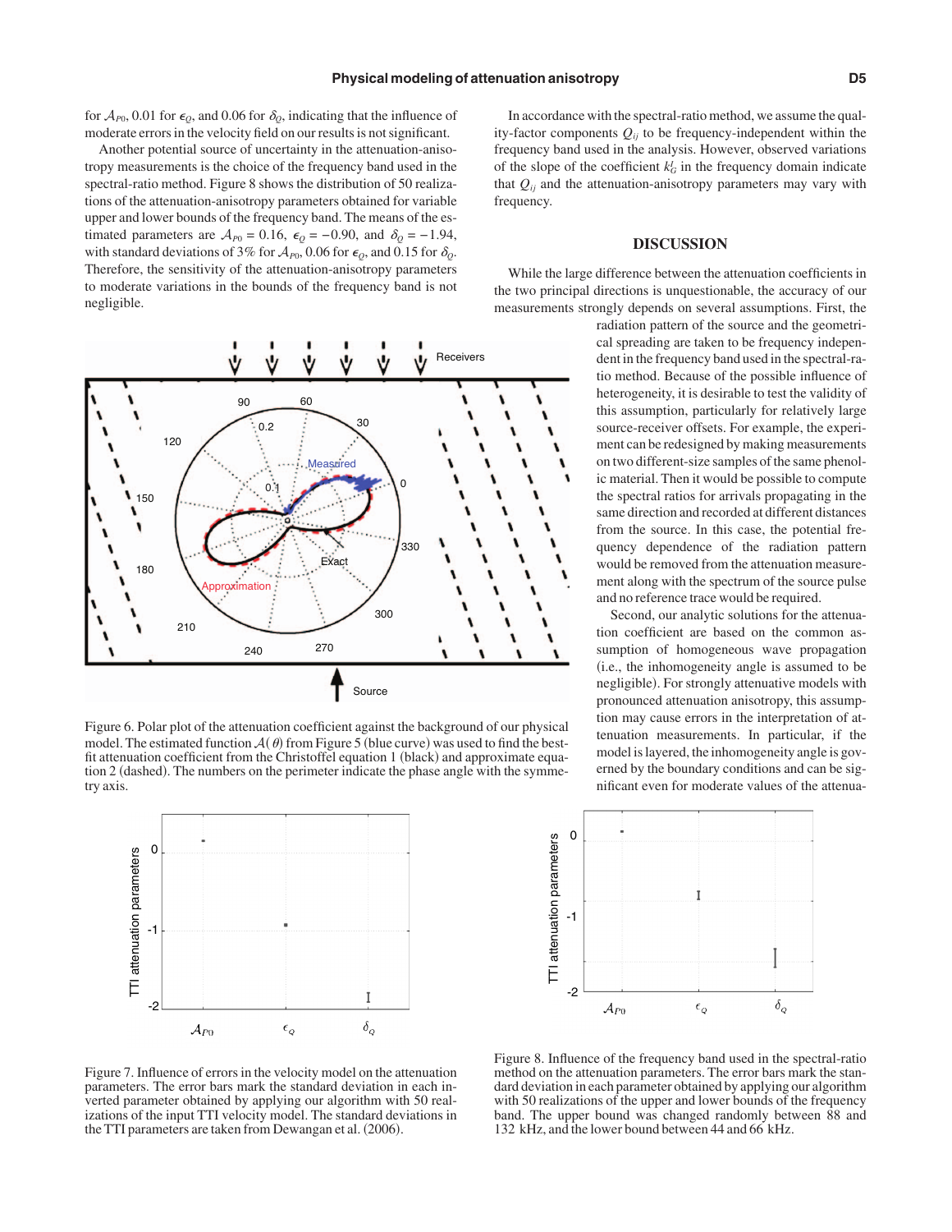for $\mathcal{A}_{P0}$, 0.01 for $\epsilon_Q$, and 0.06 for $\delta_Q$, indicating that the influence of moderate errors in the velocity field on our results is not significant.

Another potential source of uncertainty in the attenuation-anisotropy measurements is the choice of the frequency band used in the spectral-ratio method. Figure 8 shows the distribution of 50 realizations of the attenuation-anisotropy parameters obtained for variable upper and lower bounds of the frequency band. The means of the estimated parameters are $\mathcal{A}_{P0} = 0.16$, $\epsilon_Q = -0.90$, and $\delta_Q = -1.94$, with standard deviations of 3% for $\mathcal{A}_{P0}$, 0.06 for $\epsilon_Q$, and 0.15 for $\delta_Q$. Therefore, the sensitivity of the attenuation-anisotropy parameters to moderate variations in the bounds of the frequency band is not negligible.

In accordance with the spectral-ratio method, we assume the quality-factor components $Q_{ij}$ to be frequency-independent within the frequency band used in the analysis. However, observed variations of the slope of the coefficient $k_G^I$ in the frequency domain indicate that $Q_{ij}$ and the attenuation-anisotropy parameters may vary with frequency.

Figure 6. Polar plot of the attenuation coefficient against the background of our physical model. The estimated function $\mathcal{A}(\theta)$ from Figure 5 (blue curve) was used to find the best-fit attenuation coefficient from the Christoffel equation 1 (black) and approximate equation 2 (dashed). The numbers on the perimeter indicate the phase angle with the symmetry axis.

## DISCUSSION

While the large difference between the attenuation coefficients in the two principal directions is unquestionable, the accuracy of our measurements strongly depends on several assumptions. First, the radiation pattern of the source and the geometrical spreading are taken to be frequency independent in the frequency band used in the spectral-ratio method. Because of the possible influence of heterogeneity, it is desirable to test the validity of this assumption, particularly for relatively large source-receiver offsets. For example, the experiment can be redesigned by making measurements on two different-size samples of the same phenolic material. Then it would be possible to compute the spectral ratios for arrivals propagating in the same direction and recorded at different distances from the source. In this case, the potential frequency dependence of the radiation pattern would be removed from the attenuation measurement along with the spectrum of the source pulse and no reference trace would be required.

Second, our analytic solutions for the attenuation coefficient are based on the common assumption of homogeneous wave propagation (i.e., the inhomogeneity angle is assumed to be negligible). For strongly attenuative models with pronounced attenuation anisotropy, this assumption may cause errors in the interpretation of attenuation measurements. In particular, if the model is layered, the inhomogeneity angle is governed by the boundary conditions and can be significant even for moderate values of the attenua-

Figure 7. Influence of errors in the velocity model on the attenuation parameters. The error bars mark the standard deviation in each inverted parameter obtained by applying our algorithm with 50 realizations of the input TTI velocity model. The standard deviations in the TTI parameters are taken from Dewangan et al. (2006).

Figure 8. Influence of the frequency band used in the spectral-ratio method on the attenuation parameters. The error bars mark the standard deviation in each parameter obtained by applying our algorithm with 50 realizations of the upper and lower bounds of the frequency band. The upper bound was changed randomly between 88 and 132 kHz, and the lower bound between 44 and 66 kHz.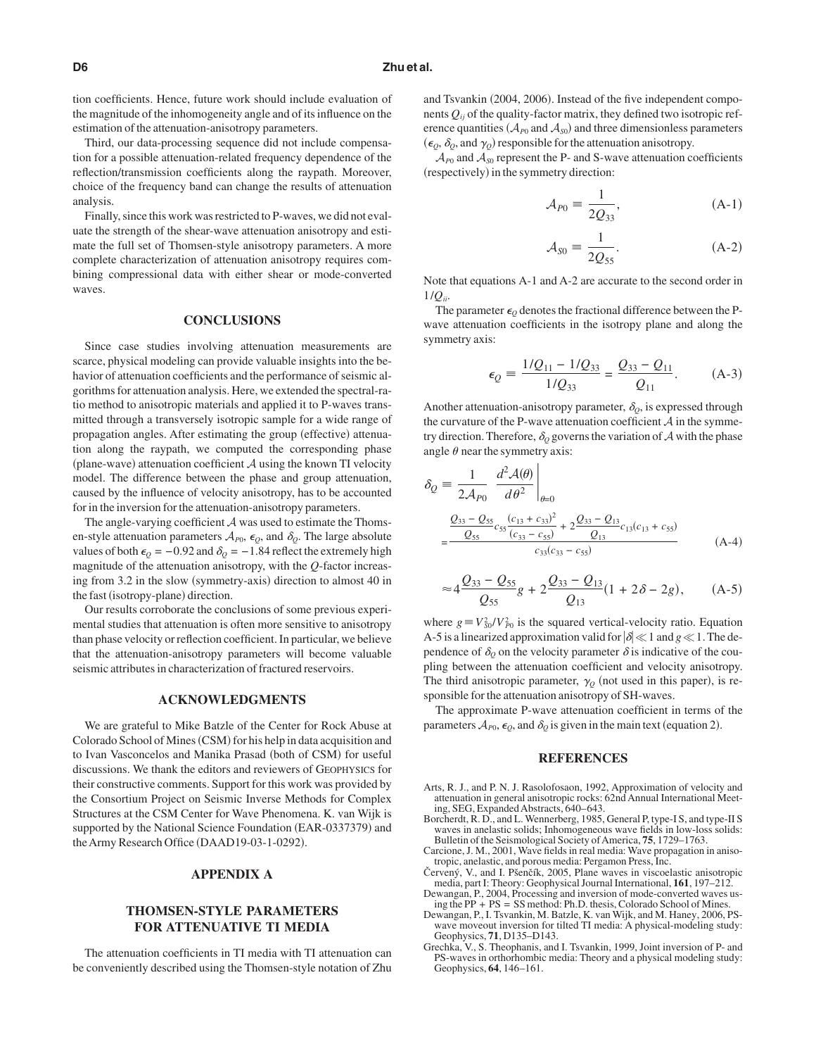tion coefficients. Hence, future work should include evaluation of the magnitude of the inhomogeneity angle and of its influence on the estimation of the attenuation-anisotropy parameters.

Third, our data-processing sequence did not include compensation for a possible attenuation-related frequency dependence of the reflection/transmission coefficients along the raypath. Moreover, choice of the frequency band can change the results of attenuation analysis.

Finally, since this work was restricted to P-waves, we did not evaluate the strength of the shear-wave attenuation anisotropy and estimate the full set of Thomsen-style anisotropy parameters. A more complete characterization of attenuation anisotropy requires combining compressional data with either shear or mode-converted waves.

## CONCLUSIONS

Since case studies involving attenuation measurements are scarce, physical modeling can provide valuable insights into the behavior of attenuation coefficients and the performance of seismic algorithms for attenuation analysis. Here, we extended the spectral-ratio method to anisotropic materials and applied it to P-waves transmitted through a transversely isotropic sample for a wide range of propagation angles. After estimating the group (effective) attenuation along the raypath, we computed the corresponding phase (plane-wave) attenuation coefficient $\mathcal{A}$ using the known TI velocity model. The difference between the phase and group attenuation, caused by the influence of velocity anisotropy, has to be accounted for in the inversion for the attenuation-anisotropy parameters.

The angle-varying coefficient $\mathcal{A}$ was used to estimate the Thomsen-style attenuation parameters $\mathcal{A}_{P0}$, $\epsilon_Q$, and $\delta_Q$. The large absolute values of both $\epsilon_Q = -0.92$ and $\delta_Q = -1.84$ reflect the extremely high magnitude of the attenuation anisotropy, with the $Q$-factor increasing from 3.2 in the slow (symmetry-axis) direction to almost 40 in the fast (isotropy-plane) direction.

Our results corroborate the conclusions of some previous experimental studies that attenuation is often more sensitive to anisotropy than phase velocity or reflection coefficient. In particular, we believe that the attenuation-anisotropy parameters will become valuable seismic attributes in characterization of fractured reservoirs.

## ACKNOWLEDGMENTS

We are grateful to Mike Batzle of the Center for Rock Abuse at Colorado School of Mines (CSM) for his help in data acquisition and to Ivan Vasconcelos and Manika Prasad (both of CSM) for useful discussions. We thank the editors and reviewers of GEOPHYSICS for their constructive comments. Support for this work was provided by the Consortium Project on Seismic Inverse Methods for Complex Structures at the CSM Center for Wave Phenomena. K. van Wijk is supported by the National Science Foundation (EAR-0337379) and the Army Research Office (DAAD19-03-1-0292).

## APPENDIX A

## THOMSEN-STYLE PARAMETERS FOR ATTENUATIVE TI MEDIA

The attenuation coefficients in TI media with TI attenuation can be conveniently described using the Thomsen-style notation of Zhu and Tsvankin (2004, 2006). Instead of the five independent components $Q_{ij}$ of the quality-factor matrix, they defined two isotropic reference quantities ($\mathcal{A}_{P0}$ and $\mathcal{A}_{S0}$) and three dimensionless parameters ($\epsilon_Q$, $\delta_Q$, and $\gamma_Q$) responsible for the attenuation anisotropy.

$\mathcal{A}_{P0}$ and $\mathcal{A}_{S0}$ represent the P- and S-wave attenuation coefficients (respectively) in the symmetry direction:

$$\mathcal{A}_{P0} \equiv \frac{1}{2Q_{33}}, \tag{A-1}$$

$$\mathcal{A}_{S0} \equiv \frac{1}{2Q_{55}}. \tag{A-2}$$

Note that equations A-1 and A-2 are accurate to the second order in $1/Q_{ii}$.

The parameter $\epsilon_Q$ denotes the fractional difference between the P-wave attenuation coefficients in the isotropy plane and along the symmetry axis:

$$\epsilon_Q \equiv \frac{1/Q_{11} - 1/Q_{33}}{1/Q_{33}} = \frac{Q_{33} - Q_{11}}{Q_{11}}. \tag{A-3}$$

Another attenuation-anisotropy parameter, $\delta_Q$, is expressed through the curvature of the P-wave attenuation coefficient $\mathcal{A}$ in the symmetry direction. Therefore, $\delta_Q$ governs the variation of $\mathcal{A}$ with the phase angle $\theta$ near the symmetry axis:

$$\delta_Q \equiv \frac{1}{2\mathcal{A}_{P0}} \left. \frac{d^2\mathcal{A}(\theta)}{d\theta^2} \right|_{\theta=0} = \frac{\dfrac{Q_{33} - Q_{55}}{Q_{55}} c_{55} \dfrac{(c_{13} + c_{33})^2}{(c_{33} - c_{55})} + 2\dfrac{Q_{33} - Q_{13}}{Q_{13}} c_{13}(c_{13} + c_{55})}{c_{33}(c_{33} - c_{55})} \tag{A-4}$$

$$\approx 4\frac{Q_{33} - Q_{55}}{Q_{55}} g + 2\frac{Q_{33} - Q_{13}}{Q_{13}}(1 + 2\delta - 2g), \tag{A-5}$$

where $g \equiv V_{S0}^2/V_{P0}^2$ is the squared vertical-velocity ratio. Equation A-5 is a linearized approximation valid for $|\delta| \ll 1$ and $g \ll 1$. The dependence of $\delta_Q$ on the velocity parameter $\delta$ is indicative of the coupling between the attenuation coefficient and velocity anisotropy. The third anisotropic parameter, $\gamma_Q$ (not used in this paper), is responsible for the attenuation anisotropy of SH-waves.

The approximate P-wave attenuation coefficient in terms of the parameters $\mathcal{A}_{P0}$, $\epsilon_Q$, and $\delta_Q$ is given in the main text (equation 2).

## REFERENCES

Arts, R. J., and P. N. J. Rasolofosaon, 1992, Approximation of velocity and attenuation in general anisotropic rocks: 62nd Annual International Meeting, SEG, Expanded Abstracts, 640–643.

Borcherdt, R. D., and L. Wennerberg, 1985, General P, type-I S, and type-II S waves in anelastic solids; Inhomogeneous wave fields in low-loss solids: Bulletin of the Seismological Society of America, **75**, 1729–1763.

Carcione, J. M., 2001, Wave fields in real media: Wave propagation in anisotropic, anelastic, and porous media: Pergamon Press, Inc.

Červený, V., and I. Pšenčík, 2005, Plane waves in viscoelastic anisotropic media, part I: Theory: Geophysical Journal International, **161**, 197–212.

Dewangan, P., 2004, Processing and inversion of mode-converted waves using the PP + PS = SS method: Ph.D. thesis, Colorado School of Mines.

Dewangan, P., I. Tsvankin, M. Batzle, K. van Wijk, and M. Haney, 2006, PS-wave moveout inversion for tilted TI media: A physical-modeling study: Geophysics, **71**, D135–D143.

Grechka, V., S. Theophanis, and I. Tsvankin, 1999, Joint inversion of P- and PS-waves in orthorhombic media: Theory and a physical modeling study: Geophysics, **64**, 146–161.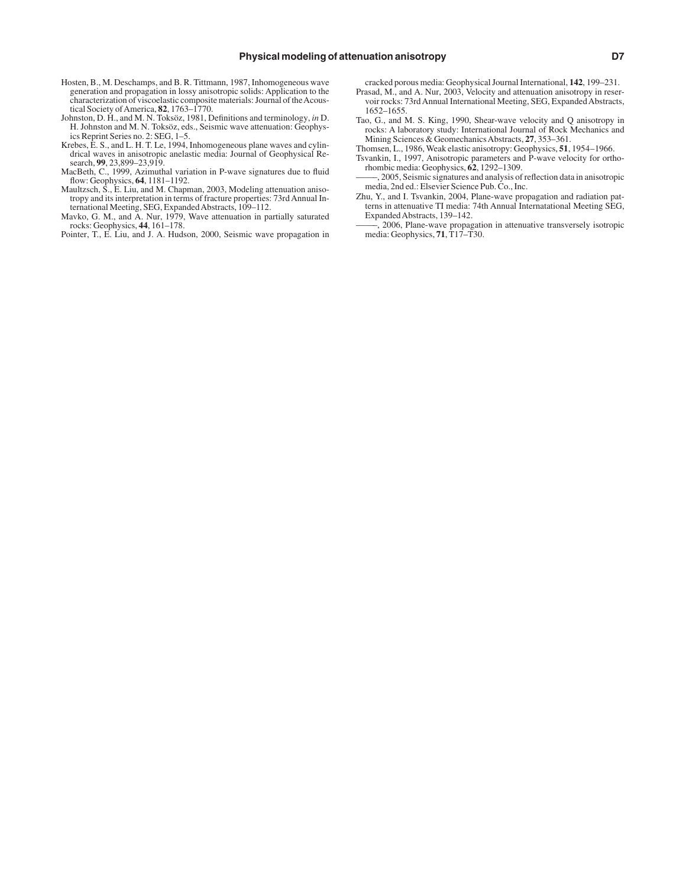Hosten, B., M. Deschamps, and B. R. Tittmann, 1987, Inhomogeneous wave generation and propagation in lossy anisotropic solids: Application to the characterization of viscoelastic composite materials: Journal of the Acoustical Society of America, **82**, 1763–1770.

Johnston, D. H., and M. N. Toksöz, 1981, Definitions and terminology, *in* D. H. Johnston and M. N. Toksöz, eds., Seismic wave attenuation: Geophysics Reprint Series no. 2: SEG, 1–5.

Krebes, E. S., and L. H. T. Le, 1994, Inhomogeneous plane waves and cylindrical waves in anisotropic anelastic media: Journal of Geophysical Research, **99**, 23,899–23,919.

MacBeth, C., 1999, Azimuthal variation in P-wave signatures due to fluid flow: Geophysics, **64**, 1181–1192.

Maultzsch, S., E. Liu, and M. Chapman, 2003, Modeling attenuation anisotropy and its interpretation in terms of fracture properties: 73rd Annual International Meeting, SEG, Expanded Abstracts, 109–112.

Mavko, G. M., and A. Nur, 1979, Wave attenuation in partially saturated rocks: Geophysics, **44**, 161–178.

Pointer, T., E. Liu, and J. A. Hudson, 2000, Seismic wave propagation in cracked porous media: Geophysical Journal International, **142**, 199–231.

Prasad, M., and A. Nur, 2003, Velocity and attenuation anisotropy in reservoir rocks: 73rd Annual International Meeting, SEG, Expanded Abstracts, 1652–1655.

Tao, G., and M. S. King, 1990, Shear-wave velocity and Q anisotropy in rocks: A laboratory study: International Journal of Rock Mechanics and Mining Sciences & Geomechanics Abstracts, **27**, 353–361.

Thomsen, L., 1986, Weak elastic anisotropy: Geophysics, **51**, 1954–1966.

Tsvankin, I., 1997, Anisotropic parameters and P-wave velocity for orthorhombic media: Geophysics, **62**, 1292–1309.

———, 2005, Seismic signatures and analysis of reflection data in anisotropic media, 2nd ed.: Elsevier Science Pub. Co., Inc.

Zhu, Y., and I. Tsvankin, 2004, Plane-wave propagation and radiation patterns in attenuative TI media: 74th Annual Internatational Meeting SEG, Expanded Abstracts, 139–142.

———, 2006, Plane-wave propagation in attenuative transversely isotropic media: Geophysics, **71**, T17–T30.